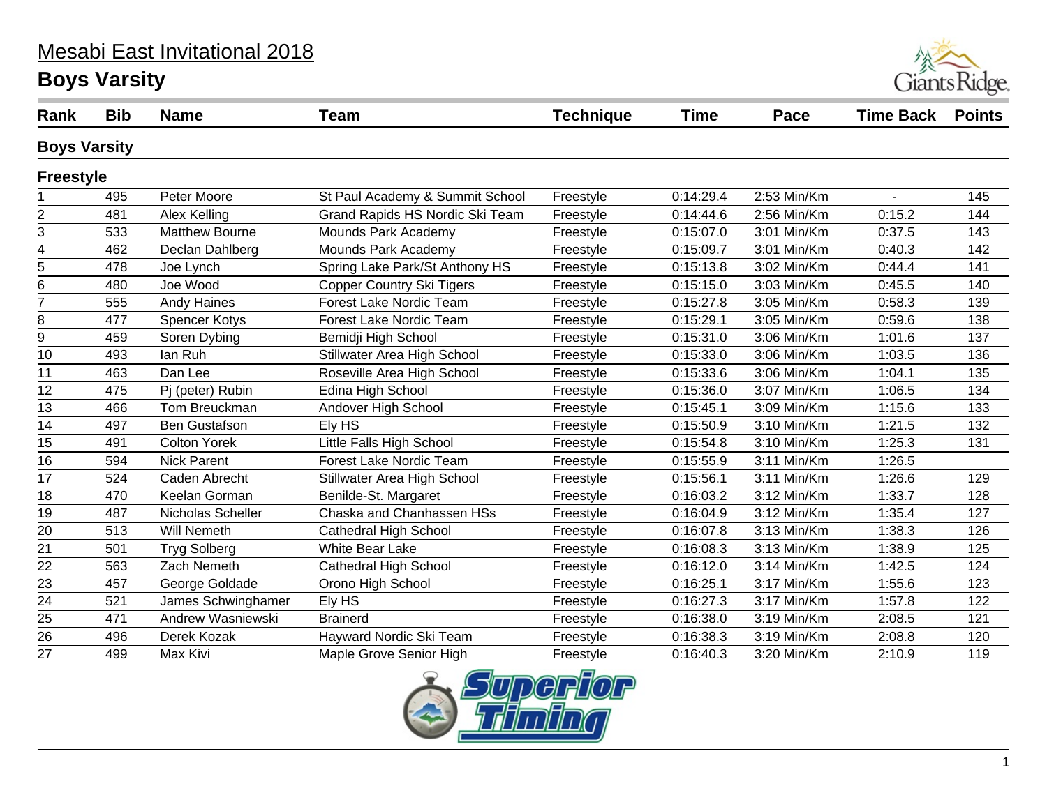# Mesabi East Invitational 2018

## Boys Varsity

| Rank | Bib | Name | Team | Technique | Time | Pace | Time Back | Points |
|---|---|---|---|---|---|---|---|---|
| **Boys Varsity** | | | | | | | | |
| **Freestyle** | | | | | | | | |
| 1 | 495 | Peter Moore | St Paul Academy & Summit School | Freestyle | 0:14:29.4 | 2:53 Min/Km | - | 145 |
| 2 | 481 | Alex Kelling | Grand Rapids HS Nordic Ski Team | Freestyle | 0:14:44.6 | 2:56 Min/Km | 0:15.2 | 144 |
| 3 | 533 | Matthew Bourne | Mounds Park Academy | Freestyle | 0:15:07.0 | 3:01 Min/Km | 0:37.5 | 143 |
| 4 | 462 | Declan Dahlberg | Mounds Park Academy | Freestyle | 0:15:09.7 | 3:01 Min/Km | 0:40.3 | 142 |
| 5 | 478 | Joe Lynch | Spring Lake Park/St Anthony HS | Freestyle | 0:15:13.8 | 3:02 Min/Km | 0:44.4 | 141 |
| 6 | 480 | Joe Wood | Copper Country Ski Tigers | Freestyle | 0:15:15.0 | 3:03 Min/Km | 0:45.5 | 140 |
| 7 | 555 | Andy Haines | Forest Lake Nordic Team | Freestyle | 0:15:27.8 | 3:05 Min/Km | 0:58.3 | 139 |
| 8 | 477 | Spencer Kotys | Forest Lake Nordic Team | Freestyle | 0:15:29.1 | 3:05 Min/Km | 0:59.6 | 138 |
| 9 | 459 | Soren Dybing | Bemidji High School | Freestyle | 0:15:31.0 | 3:06 Min/Km | 1:01.6 | 137 |
| 10 | 493 | Ian Ruh | Stillwater Area High School | Freestyle | 0:15:33.0 | 3:06 Min/Km | 1:03.5 | 136 |
| 11 | 463 | Dan Lee | Roseville Area High School | Freestyle | 0:15:33.6 | 3:06 Min/Km | 1:04.1 | 135 |
| 12 | 475 | Pj (peter) Rubin | Edina High School | Freestyle | 0:15:36.0 | 3:07 Min/Km | 1:06.5 | 134 |
| 13 | 466 | Tom Breuckman | Andover High School | Freestyle | 0:15:45.1 | 3:09 Min/Km | 1:15.6 | 133 |
| 14 | 497 | Ben Gustafson | Ely HS | Freestyle | 0:15:50.9 | 3:10 Min/Km | 1:21.5 | 132 |
| 15 | 491 | Colton Yorek | Little Falls High School | Freestyle | 0:15:54.8 | 3:10 Min/Km | 1:25.3 | 131 |
| 16 | 594 | Nick Parent | Forest Lake Nordic Team | Freestyle | 0:15:55.9 | 3:11 Min/Km | 1:26.5 | |
| 17 | 524 | Caden Abrecht | Stillwater Area High School | Freestyle | 0:15:56.1 | 3:11 Min/Km | 1:26.6 | 129 |
| 18 | 470 | Keelan Gorman | Benilde-St. Margaret | Freestyle | 0:16:03.2 | 3:12 Min/Km | 1:33.7 | 128 |
| 19 | 487 | Nicholas Scheller | Chaska and Chanhassen HSs | Freestyle | 0:16:04.9 | 3:12 Min/Km | 1:35.4 | 127 |
| 20 | 513 | Will Nemeth | Cathedral High School | Freestyle | 0:16:07.8 | 3:13 Min/Km | 1:38.3 | 126 |
| 21 | 501 | Tryg Solberg | White Bear Lake | Freestyle | 0:16:08.3 | 3:13 Min/Km | 1:38.9 | 125 |
| 22 | 563 | Zach Nemeth | Cathedral High School | Freestyle | 0:16:12.0 | 3:14 Min/Km | 1:42.5 | 124 |
| 23 | 457 | George Goldade | Orono High School | Freestyle | 0:16:25.1 | 3:17 Min/Km | 1:55.6 | 123 |
| 24 | 521 | James Schwinghamer | Ely HS | Freestyle | 0:16:27.3 | 3:17 Min/Km | 1:57.8 | 122 |
| 25 | 471 | Andrew Wasniewski | Brainerd | Freestyle | 0:16:38.0 | 3:19 Min/Km | 2:08.5 | 121 |
| 26 | 496 | Derek Kozak | Hayward Nordic Ski Team | Freestyle | 0:16:38.3 | 3:19 Min/Km | 2:08.8 | 120 |
| 27 | 499 | Max Kivi | Maple Grove Senior High | Freestyle | 0:16:40.3 | 3:20 Min/Km | 2:10.9 | 119 |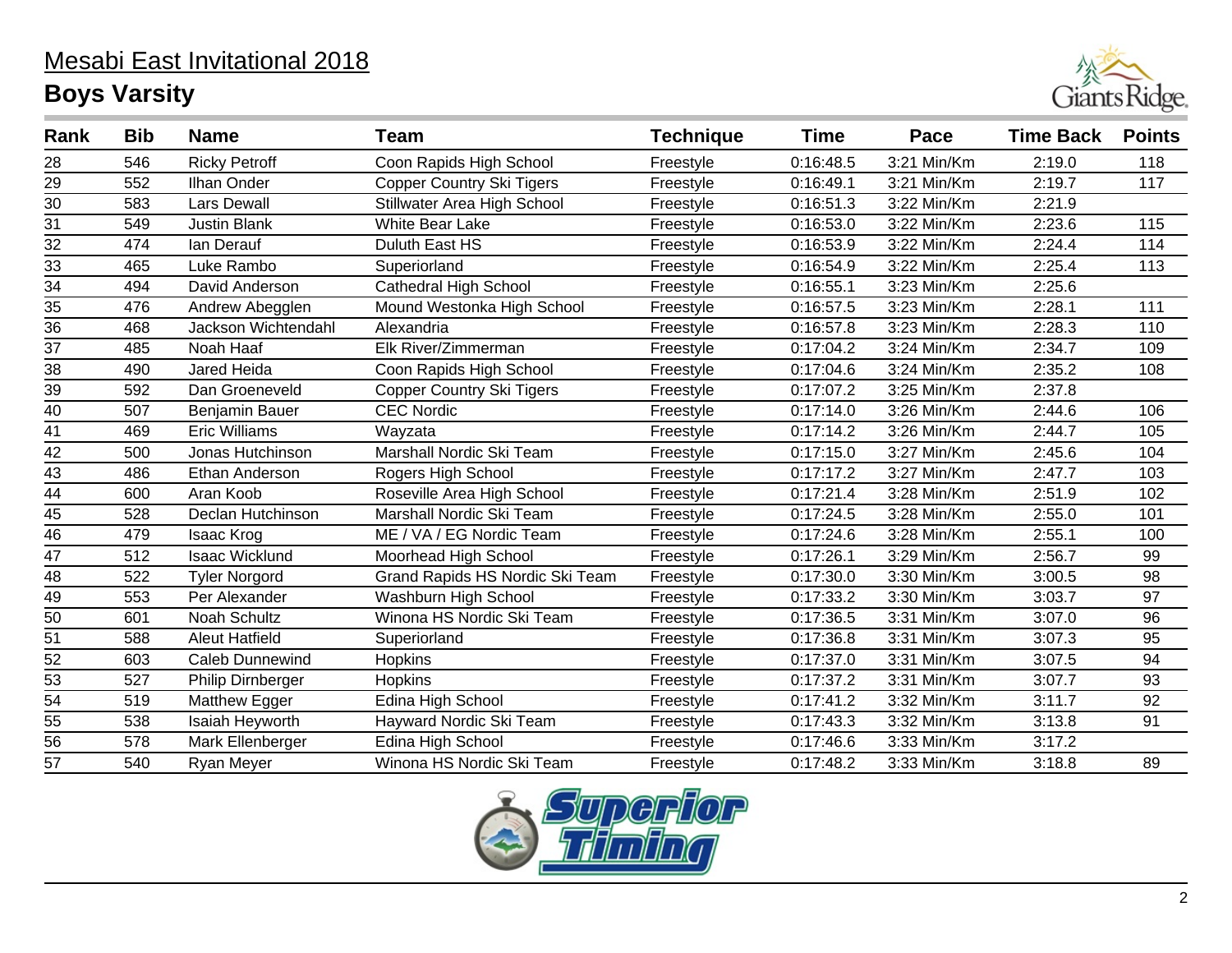# Mesabi East Invitational 2018

## Boys Varsity

| Rank | Bib | Name | Team | Technique | Time | Pace | Time Back | Points |
|---|---|---|---|---|---|---|---|---|
| 28 | 546 | Ricky Petroff | Coon Rapids High School | Freestyle | 0:16:48.5 | 3:21 Min/Km | 2:19.0 | 118 |
| 29 | 552 | Ilhan Onder | Copper Country Ski Tigers | Freestyle | 0:16:49.1 | 3:21 Min/Km | 2:19.7 | 117 |
| 30 | 583 | Lars Dewall | Stillwater Area High School | Freestyle | 0:16:51.3 | 3:22 Min/Km | 2:21.9 | |
| 31 | 549 | Justin Blank | White Bear Lake | Freestyle | 0:16:53.0 | 3:22 Min/Km | 2:23.6 | 115 |
| 32 | 474 | Ian Derauf | Duluth East HS | Freestyle | 0:16:53.9 | 3:22 Min/Km | 2:24.4 | 114 |
| 33 | 465 | Luke Rambo | Superiorland | Freestyle | 0:16:54.9 | 3:22 Min/Km | 2:25.4 | 113 |
| 34 | 494 | David Anderson | Cathedral High School | Freestyle | 0:16:55.1 | 3:23 Min/Km | 2:25.6 | |
| 35 | 476 | Andrew Abegglen | Mound Westonka High School | Freestyle | 0:16:57.5 | 3:23 Min/Km | 2:28.1 | 111 |
| 36 | 468 | Jackson Wichtendahl | Alexandria | Freestyle | 0:16:57.8 | 3:23 Min/Km | 2:28.3 | 110 |
| 37 | 485 | Noah Haaf | Elk River/Zimmerman | Freestyle | 0:17:04.2 | 3:24 Min/Km | 2:34.7 | 109 |
| 38 | 490 | Jared Heida | Coon Rapids High School | Freestyle | 0:17:04.6 | 3:24 Min/Km | 2:35.2 | 108 |
| 39 | 592 | Dan Groeneveld | Copper Country Ski Tigers | Freestyle | 0:17:07.2 | 3:25 Min/Km | 2:37.8 | |
| 40 | 507 | Benjamin Bauer | CEC Nordic | Freestyle | 0:17:14.0 | 3:26 Min/Km | 2:44.6 | 106 |
| 41 | 469 | Eric Williams | Wayzata | Freestyle | 0:17:14.2 | 3:26 Min/Km | 2:44.7 | 105 |
| 42 | 500 | Jonas Hutchinson | Marshall Nordic Ski Team | Freestyle | 0:17:15.0 | 3:27 Min/Km | 2:45.6 | 104 |
| 43 | 486 | Ethan Anderson | Rogers High School | Freestyle | 0:17:17.2 | 3:27 Min/Km | 2:47.7 | 103 |
| 44 | 600 | Aran Koob | Roseville Area High School | Freestyle | 0:17:21.4 | 3:28 Min/Km | 2:51.9 | 102 |
| 45 | 528 | Declan Hutchinson | Marshall Nordic Ski Team | Freestyle | 0:17:24.5 | 3:28 Min/Km | 2:55.0 | 101 |
| 46 | 479 | Isaac Krog | ME / VA / EG Nordic Team | Freestyle | 0:17:24.6 | 3:28 Min/Km | 2:55.1 | 100 |
| 47 | 512 | Isaac Wicklund | Moorhead High School | Freestyle | 0:17:26.1 | 3:29 Min/Km | 2:56.7 | 99 |
| 48 | 522 | Tyler Norgord | Grand Rapids HS Nordic Ski Team | Freestyle | 0:17:30.0 | 3:30 Min/Km | 3:00.5 | 98 |
| 49 | 553 | Per Alexander | Washburn High School | Freestyle | 0:17:33.2 | 3:30 Min/Km | 3:03.7 | 97 |
| 50 | 601 | Noah Schultz | Winona HS Nordic Ski Team | Freestyle | 0:17:36.5 | 3:31 Min/Km | 3:07.0 | 96 |
| 51 | 588 | Aleut Hatfield | Superiorland | Freestyle | 0:17:36.8 | 3:31 Min/Km | 3:07.3 | 95 |
| 52 | 603 | Caleb Dunnewind | Hopkins | Freestyle | 0:17:37.0 | 3:31 Min/Km | 3:07.5 | 94 |
| 53 | 527 | Philip Dirnberger | Hopkins | Freestyle | 0:17:37.2 | 3:31 Min/Km | 3:07.7 | 93 |
| 54 | 519 | Matthew Egger | Edina High School | Freestyle | 0:17:41.2 | 3:32 Min/Km | 3:11.7 | 92 |
| 55 | 538 | Isaiah Heyworth | Hayward Nordic Ski Team | Freestyle | 0:17:43.3 | 3:32 Min/Km | 3:13.8 | 91 |
| 56 | 578 | Mark Ellenberger | Edina High School | Freestyle | 0:17:46.6 | 3:33 Min/Km | 3:17.2 | |
| 57 | 540 | Ryan Meyer | Winona HS Nordic Ski Team | Freestyle | 0:17:48.2 | 3:33 Min/Km | 3:18.8 | 89 |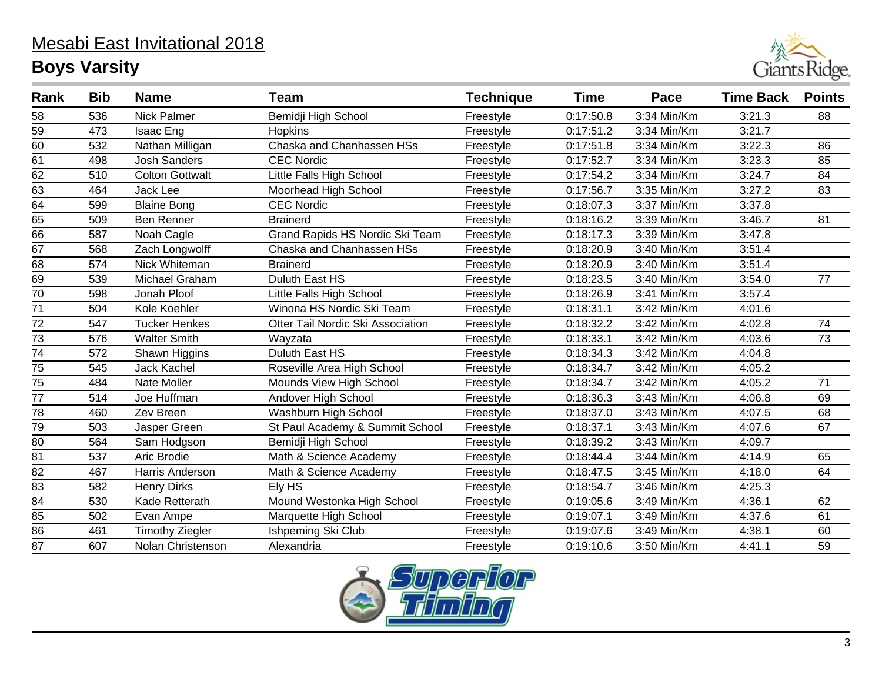# Mesabi East Invitational 2018

## Boys Varsity

| Rank | Bib | Name | Team | Technique | Time | Pace | Time Back | Points |
|---|---|---|---|---|---|---|---|---|
| 58 | 536 | Nick Palmer | Bemidji High School | Freestyle | 0:17:50.8 | 3:34 Min/Km | 3:21.3 | 88 |
| 59 | 473 | Isaac Eng | Hopkins | Freestyle | 0:17:51.2 | 3:34 Min/Km | 3:21.7 | |
| 60 | 532 | Nathan Milligan | Chaska and Chanhassen HSs | Freestyle | 0:17:51.8 | 3:34 Min/Km | 3:22.3 | 86 |
| 61 | 498 | Josh Sanders | CEC Nordic | Freestyle | 0:17:52.7 | 3:34 Min/Km | 3:23.3 | 85 |
| 62 | 510 | Colton Gottwalt | Little Falls High School | Freestyle | 0:17:54.2 | 3:34 Min/Km | 3:24.7 | 84 |
| 63 | 464 | Jack Lee | Moorhead High School | Freestyle | 0:17:56.7 | 3:35 Min/Km | 3:27.2 | 83 |
| 64 | 599 | Blaine Bong | CEC Nordic | Freestyle | 0:18:07.3 | 3:37 Min/Km | 3:37.8 | |
| 65 | 509 | Ben Renner | Brainerd | Freestyle | 0:18:16.2 | 3:39 Min/Km | 3:46.7 | 81 |
| 66 | 587 | Noah Cagle | Grand Rapids HS Nordic Ski Team | Freestyle | 0:18:17.3 | 3:39 Min/Km | 3:47.8 | |
| 67 | 568 | Zach Longwolff | Chaska and Chanhassen HSs | Freestyle | 0:18:20.9 | 3:40 Min/Km | 3:51.4 | |
| 68 | 574 | Nick Whiteman | Brainerd | Freestyle | 0:18:20.9 | 3:40 Min/Km | 3:51.4 | |
| 69 | 539 | Michael Graham | Duluth East HS | Freestyle | 0:18:23.5 | 3:40 Min/Km | 3:54.0 | 77 |
| 70 | 598 | Jonah Ploof | Little Falls High School | Freestyle | 0:18:26.9 | 3:41 Min/Km | 3:57.4 | |
| 71 | 504 | Kole Koehler | Winona HS Nordic Ski Team | Freestyle | 0:18:31.1 | 3:42 Min/Km | 4:01.6 | |
| 72 | 547 | Tucker Henkes | Otter Tail Nordic Ski Association | Freestyle | 0:18:32.2 | 3:42 Min/Km | 4:02.8 | 74 |
| 73 | 576 | Walter Smith | Wayzata | Freestyle | 0:18:33.1 | 3:42 Min/Km | 4:03.6 | 73 |
| 74 | 572 | Shawn Higgins | Duluth East HS | Freestyle | 0:18:34.3 | 3:42 Min/Km | 4:04.8 | |
| 75 | 545 | Jack Kachel | Roseville Area High School | Freestyle | 0:18:34.7 | 3:42 Min/Km | 4:05.2 | |
| 75 | 484 | Nate Moller | Mounds View High School | Freestyle | 0:18:34.7 | 3:42 Min/Km | 4:05.2 | 71 |
| 77 | 514 | Joe Huffman | Andover High School | Freestyle | 0:18:36.3 | 3:43 Min/Km | 4:06.8 | 69 |
| 78 | 460 | Zev Breen | Washburn High School | Freestyle | 0:18:37.0 | 3:43 Min/Km | 4:07.5 | 68 |
| 79 | 503 | Jasper Green | St Paul Academy & Summit School | Freestyle | 0:18:37.1 | 3:43 Min/Km | 4:07.6 | 67 |
| 80 | 564 | Sam Hodgson | Bemidji High School | Freestyle | 0:18:39.2 | 3:43 Min/Km | 4:09.7 | |
| 81 | 537 | Aric Brodie | Math & Science Academy | Freestyle | 0:18:44.4 | 3:44 Min/Km | 4:14.9 | 65 |
| 82 | 467 | Harris Anderson | Math & Science Academy | Freestyle | 0:18:47.5 | 3:45 Min/Km | 4:18.0 | 64 |
| 83 | 582 | Henry Dirks | Ely HS | Freestyle | 0:18:54.7 | 3:46 Min/Km | 4:25.3 | |
| 84 | 530 | Kade Retterath | Mound Westonka High School | Freestyle | 0:19:05.6 | 3:49 Min/Km | 4:36.1 | 62 |
| 85 | 502 | Evan Ampe | Marquette High School | Freestyle | 0:19:07.1 | 3:49 Min/Km | 4:37.6 | 61 |
| 86 | 461 | Timothy Ziegler | Ishpeming Ski Club | Freestyle | 0:19:07.6 | 3:49 Min/Km | 4:38.1 | 60 |
| 87 | 607 | Nolan Christenson | Alexandria | Freestyle | 0:19:10.6 | 3:50 Min/Km | 4:41.1 | 59 |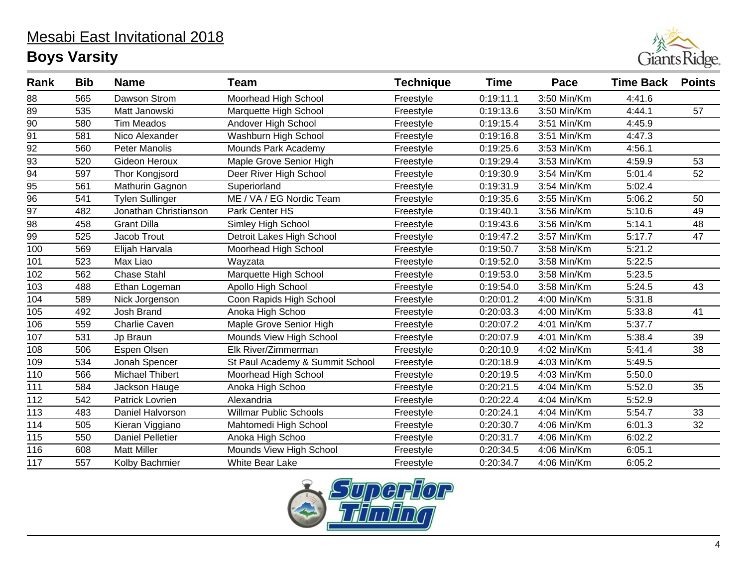# Mesabi East Invitational 2018

## Boys Varsity

| Rank | Bib | Name | Team | Technique | Time | Pace | Time Back | Points |
|---|---|---|---|---|---|---|---|---|
| 88 | 565 | Dawson Strom | Moorhead High School | Freestyle | 0:19:11.1 | 3:50 Min/Km | 4:41.6 | |
| 89 | 535 | Matt Janowski | Marquette High School | Freestyle | 0:19:13.6 | 3:50 Min/Km | 4:44.1 | 57 |
| 90 | 580 | Tim Meados | Andover High School | Freestyle | 0:19:15.4 | 3:51 Min/Km | 4:45.9 | |
| 91 | 581 | Nico Alexander | Washburn High School | Freestyle | 0:19:16.8 | 3:51 Min/Km | 4:47.3 | |
| 92 | 560 | Peter Manolis | Mounds Park Academy | Freestyle | 0:19:25.6 | 3:53 Min/Km | 4:56.1 | |
| 93 | 520 | Gideon Heroux | Maple Grove Senior High | Freestyle | 0:19:29.4 | 3:53 Min/Km | 4:59.9 | 53 |
| 94 | 597 | Thor Kongjsord | Deer River High School | Freestyle | 0:19:30.9 | 3:54 Min/Km | 5:01.4 | 52 |
| 95 | 561 | Mathurin Gagnon | Superiorland | Freestyle | 0:19:31.9 | 3:54 Min/Km | 5:02.4 | |
| 96 | 541 | Tylen Sullinger | ME / VA / EG Nordic Team | Freestyle | 0:19:35.6 | 3:55 Min/Km | 5:06.2 | 50 |
| 97 | 482 | Jonathan Christianson | Park Center HS | Freestyle | 0:19:40.1 | 3:56 Min/Km | 5:10.6 | 49 |
| 98 | 458 | Grant Dilla | Simley High School | Freestyle | 0:19:43.6 | 3:56 Min/Km | 5:14.1 | 48 |
| 99 | 525 | Jacob Trout | Detroit Lakes High School | Freestyle | 0:19:47.2 | 3:57 Min/Km | 5:17.7 | 47 |
| 100 | 569 | Elijah Harvala | Moorhead High School | Freestyle | 0:19:50.7 | 3:58 Min/Km | 5:21.2 | |
| 101 | 523 | Max Liao | Wayzata | Freestyle | 0:19:52.0 | 3:58 Min/Km | 5:22.5 | |
| 102 | 562 | Chase Stahl | Marquette High School | Freestyle | 0:19:53.0 | 3:58 Min/Km | 5:23.5 | |
| 103 | 488 | Ethan Logeman | Apollo High School | Freestyle | 0:19:54.0 | 3:58 Min/Km | 5:24.5 | 43 |
| 104 | 589 | Nick Jorgenson | Coon Rapids High School | Freestyle | 0:20:01.2 | 4:00 Min/Km | 5:31.8 | |
| 105 | 492 | Josh Brand | Anoka High Schoo | Freestyle | 0:20:03.3 | 4:00 Min/Km | 5:33.8 | 41 |
| 106 | 559 | Charlie Caven | Maple Grove Senior High | Freestyle | 0:20:07.2 | 4:01 Min/Km | 5:37.7 | |
| 107 | 531 | Jp Braun | Mounds View High School | Freestyle | 0:20:07.9 | 4:01 Min/Km | 5:38.4 | 39 |
| 108 | 506 | Espen Olsen | Elk River/Zimmerman | Freestyle | 0:20:10.9 | 4:02 Min/Km | 5:41.4 | 38 |
| 109 | 534 | Jonah Spencer | St Paul Academy & Summit School | Freestyle | 0:20:18.9 | 4:03 Min/Km | 5:49.5 | |
| 110 | 566 | Michael Thibert | Moorhead High School | Freestyle | 0:20:19.5 | 4:03 Min/Km | 5:50.0 | |
| 111 | 584 | Jackson Hauge | Anoka High Schoo | Freestyle | 0:20:21.5 | 4:04 Min/Km | 5:52.0 | 35 |
| 112 | 542 | Patrick Lovrien | Alexandria | Freestyle | 0:20:22.4 | 4:04 Min/Km | 5:52.9 | |
| 113 | 483 | Daniel Halvorson | Willmar Public Schools | Freestyle | 0:20:24.1 | 4:04 Min/Km | 5:54.7 | 33 |
| 114 | 505 | Kieran Viggiano | Mahtomedi High School | Freestyle | 0:20:30.7 | 4:06 Min/Km | 6:01.3 | 32 |
| 115 | 550 | Daniel Pelletier | Anoka High Schoo | Freestyle | 0:20:31.7 | 4:06 Min/Km | 6:02.2 | |
| 116 | 608 | Matt Miller | Mounds View High School | Freestyle | 0:20:34.5 | 4:06 Min/Km | 6:05.1 | |
| 117 | 557 | Kolby Bachmier | White Bear Lake | Freestyle | 0:20:34.7 | 4:06 Min/Km | 6:05.2 | |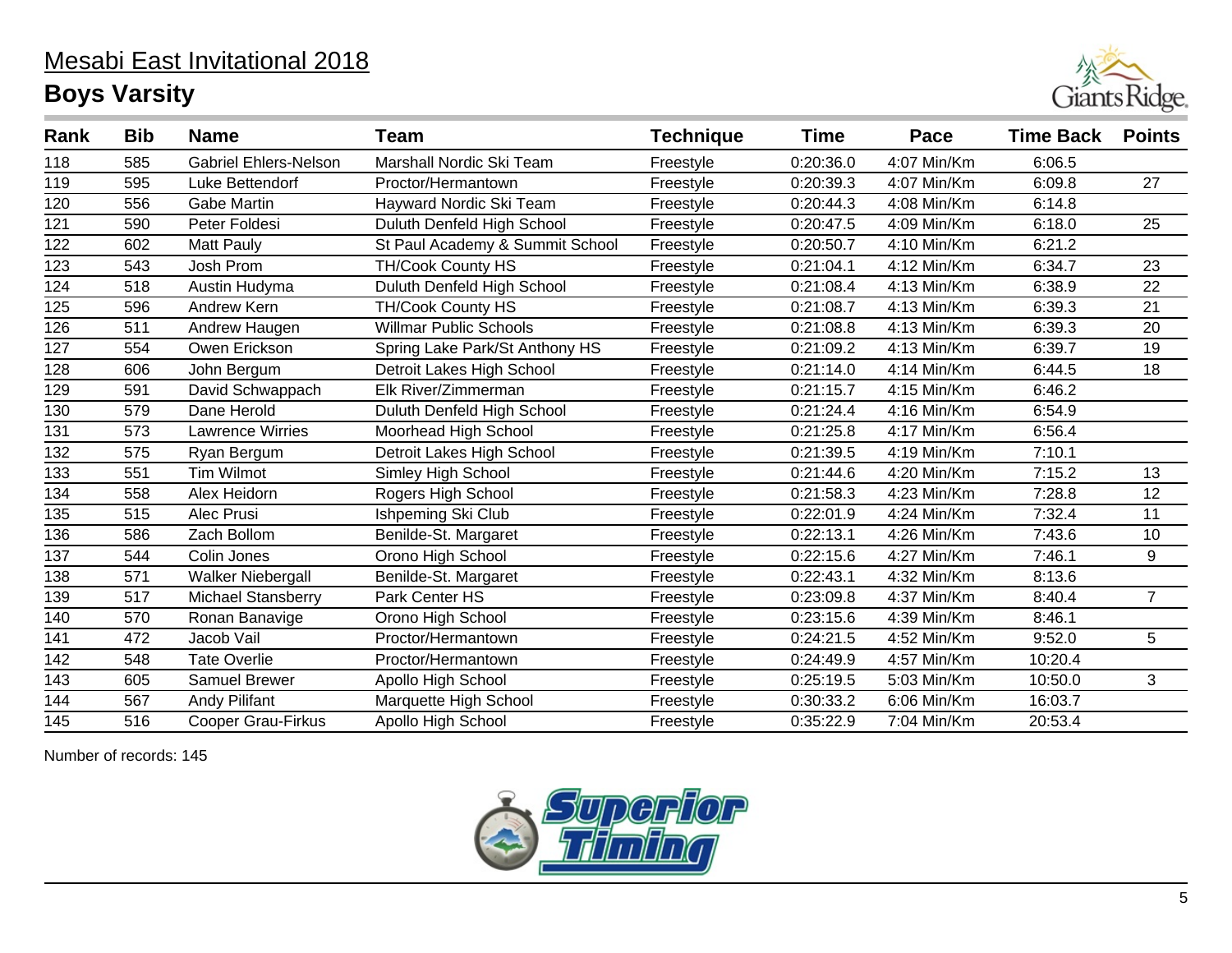# Mesabi East Invitational 2018

## Boys Varsity

| Rank | Bib | Name | Team | Technique | Time | Pace | Time Back | Points |
|---|---|---|---|---|---|---|---|---|
| 118 | 585 | Gabriel Ehlers-Nelson | Marshall Nordic Ski Team | Freestyle | 0:20:36.0 | 4:07 Min/Km | 6:06.5 | |
| 119 | 595 | Luke Bettendorf | Proctor/Hermantown | Freestyle | 0:20:39.3 | 4:07 Min/Km | 6:09.8 | 27 |
| 120 | 556 | Gabe Martin | Hayward Nordic Ski Team | Freestyle | 0:20:44.3 | 4:08 Min/Km | 6:14.8 | |
| 121 | 590 | Peter Foldesi | Duluth Denfeld High School | Freestyle | 0:20:47.5 | 4:09 Min/Km | 6:18.0 | 25 |
| 122 | 602 | Matt Pauly | St Paul Academy & Summit School | Freestyle | 0:20:50.7 | 4:10 Min/Km | 6:21.2 | |
| 123 | 543 | Josh Prom | TH/Cook County HS | Freestyle | 0:21:04.1 | 4:12 Min/Km | 6:34.7 | 23 |
| 124 | 518 | Austin Hudyma | Duluth Denfeld High School | Freestyle | 0:21:08.4 | 4:13 Min/Km | 6:38.9 | 22 |
| 125 | 596 | Andrew Kern | TH/Cook County HS | Freestyle | 0:21:08.7 | 4:13 Min/Km | 6:39.3 | 21 |
| 126 | 511 | Andrew Haugen | Willmar Public Schools | Freestyle | 0:21:08.8 | 4:13 Min/Km | 6:39.3 | 20 |
| 127 | 554 | Owen Erickson | Spring Lake Park/St Anthony HS | Freestyle | 0:21:09.2 | 4:13 Min/Km | 6:39.7 | 19 |
| 128 | 606 | John Bergum | Detroit Lakes High School | Freestyle | 0:21:14.0 | 4:14 Min/Km | 6:44.5 | 18 |
| 129 | 591 | David Schwappach | Elk River/Zimmerman | Freestyle | 0:21:15.7 | 4:15 Min/Km | 6:46.2 | |
| 130 | 579 | Dane Herold | Duluth Denfeld High School | Freestyle | 0:21:24.4 | 4:16 Min/Km | 6:54.9 | |
| 131 | 573 | Lawrence Wirries | Moorhead High School | Freestyle | 0:21:25.8 | 4:17 Min/Km | 6:56.4 | |
| 132 | 575 | Ryan Bergum | Detroit Lakes High School | Freestyle | 0:21:39.5 | 4:19 Min/Km | 7:10.1 | |
| 133 | 551 | Tim Wilmot | Simley High School | Freestyle | 0:21:44.6 | 4:20 Min/Km | 7:15.2 | 13 |
| 134 | 558 | Alex Heidorn | Rogers High School | Freestyle | 0:21:58.3 | 4:23 Min/Km | 7:28.8 | 12 |
| 135 | 515 | Alec Prusi | Ishpeming Ski Club | Freestyle | 0:22:01.9 | 4:24 Min/Km | 7:32.4 | 11 |
| 136 | 586 | Zach Bollom | Benilde-St. Margaret | Freestyle | 0:22:13.1 | 4:26 Min/Km | 7:43.6 | 10 |
| 137 | 544 | Colin Jones | Orono High School | Freestyle | 0:22:15.6 | 4:27 Min/Km | 7:46.1 | 9 |
| 138 | 571 | Walker Niebergall | Benilde-St. Margaret | Freestyle | 0:22:43.1 | 4:32 Min/Km | 8:13.6 | |
| 139 | 517 | Michael Stansberry | Park Center HS | Freestyle | 0:23:09.8 | 4:37 Min/Km | 8:40.4 | 7 |
| 140 | 570 | Ronan Banavige | Orono High School | Freestyle | 0:23:15.6 | 4:39 Min/Km | 8:46.1 | |
| 141 | 472 | Jacob Vail | Proctor/Hermantown | Freestyle | 0:24:21.5 | 4:52 Min/Km | 9:52.0 | 5 |
| 142 | 548 | Tate Overlie | Proctor/Hermantown | Freestyle | 0:24:49.9 | 4:57 Min/Km | 10:20.4 | |
| 143 | 605 | Samuel Brewer | Apollo High School | Freestyle | 0:25:19.5 | 5:03 Min/Km | 10:50.0 | 3 |
| 144 | 567 | Andy Pilifant | Marquette High School | Freestyle | 0:30:33.2 | 6:06 Min/Km | 16:03.7 | |
| 145 | 516 | Cooper Grau-Firkus | Apollo High School | Freestyle | 0:35:22.9 | 7:04 Min/Km | 20:53.4 | |

Number of records: 145